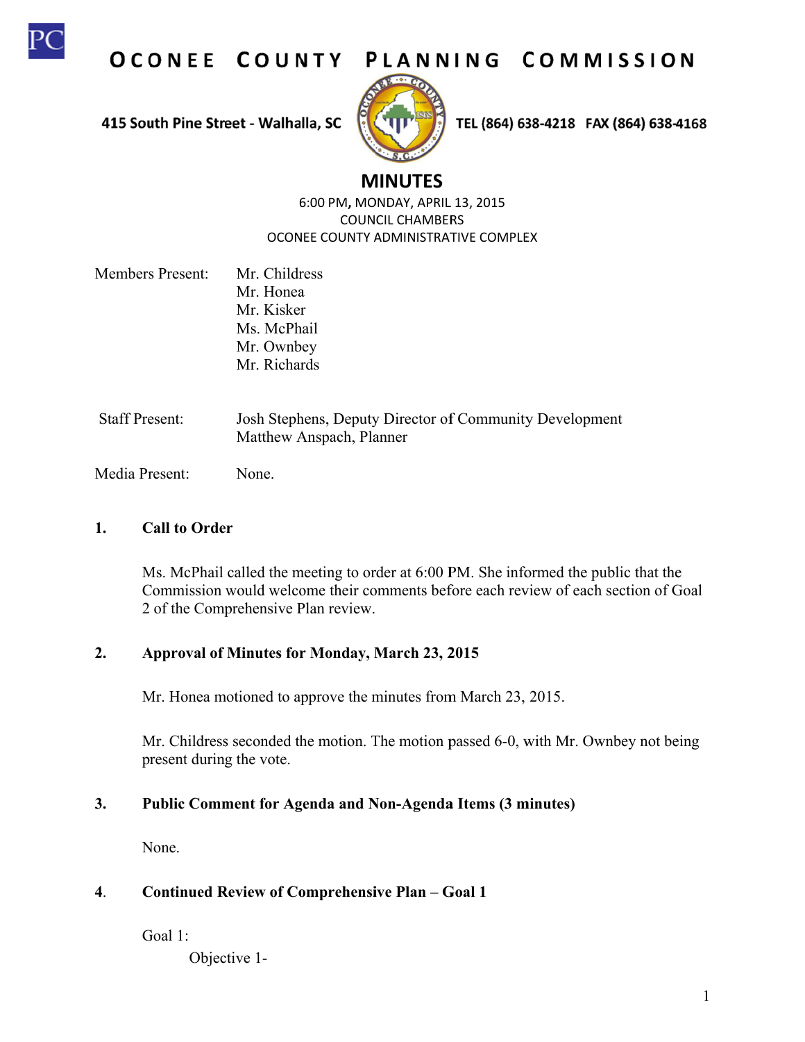# OCONEE COUNTY PLANNING COMMISSION

415 South Pine Street - Walhalla, SC TEL (864) 638-4218 FAX (864) 638-4168

## MINUTES

6:00 PM, MONDAY, APRIL 13, 2015
COUNCIL CHAMBERS
OCONEE COUNTY ADMINISTRATIVE COMPLEX

Members Present: Mr. Childress
Mr. Honea
Mr. Kisker
Ms. McPhail
Mr. Ownbey
Mr. Richards

Staff Present: Josh Stephens, Deputy Director of Community Development
Matthew Anspach, Planner

Media Present: None.

### 1. Call to Order

Ms. McPhail called the meeting to order at 6:00 PM. She informed the public that the Commission would welcome their comments before each review of each section of Goal 2 of the Comprehensive Plan review.

### 2. Approval of Minutes for Monday, March 23, 2015

Mr. Honea motioned to approve the minutes from March 23, 2015.

Mr. Childress seconded the motion. The motion passed 6-0, with Mr. Ownbey not being present during the vote.

### 3. Public Comment for Agenda and Non-Agenda Items (3 minutes)

None.

### 4. Continued Review of Comprehensive Plan – Goal 1

Goal 1:

Objective 1-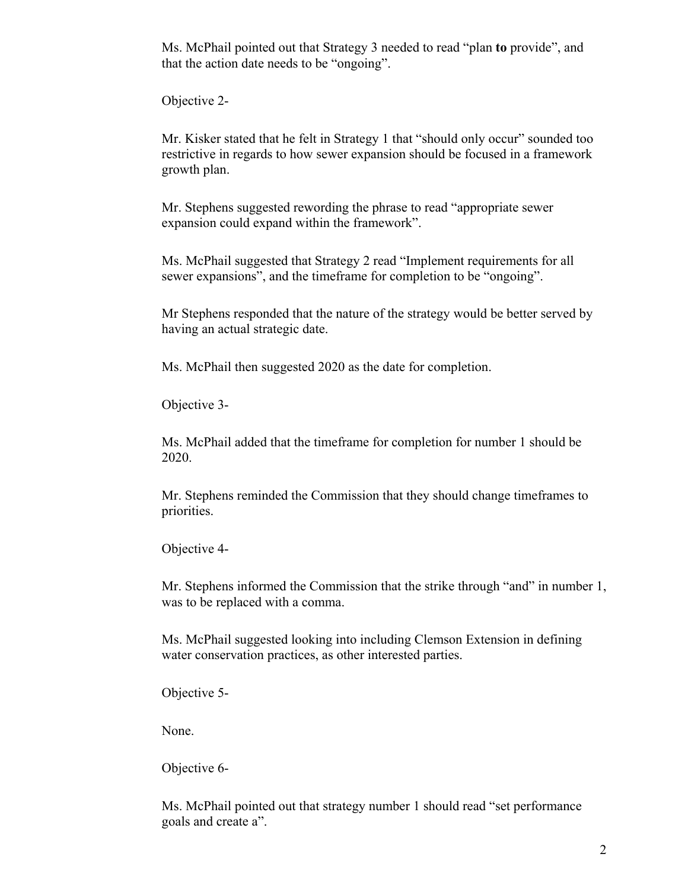Ms. McPhail pointed out that Strategy 3 needed to read "plan **to** provide", and that the action date needs to be "ongoing".

Objective 2-

Mr. Kisker stated that he felt in Strategy 1 that "should only occur" sounded too restrictive in regards to how sewer expansion should be focused in a framework growth plan.

Mr. Stephens suggested rewording the phrase to read "appropriate sewer expansion could expand within the framework".

Ms. McPhail suggested that Strategy 2 read "Implement requirements for all sewer expansions", and the timeframe for completion to be "ongoing".

Mr Stephens responded that the nature of the strategy would be better served by having an actual strategic date.

Ms. McPhail then suggested 2020 as the date for completion.

Objective 3-

Ms. McPhail added that the timeframe for completion for number 1 should be 2020.

Mr. Stephens reminded the Commission that they should change timeframes to priorities.

Objective 4-

Mr. Stephens informed the Commission that the strike through "and" in number 1, was to be replaced with a comma.

Ms. McPhail suggested looking into including Clemson Extension in defining water conservation practices, as other interested parties.

Objective 5-

None.

Objective 6-

Ms. McPhail pointed out that strategy number 1 should read "set performance goals and create a".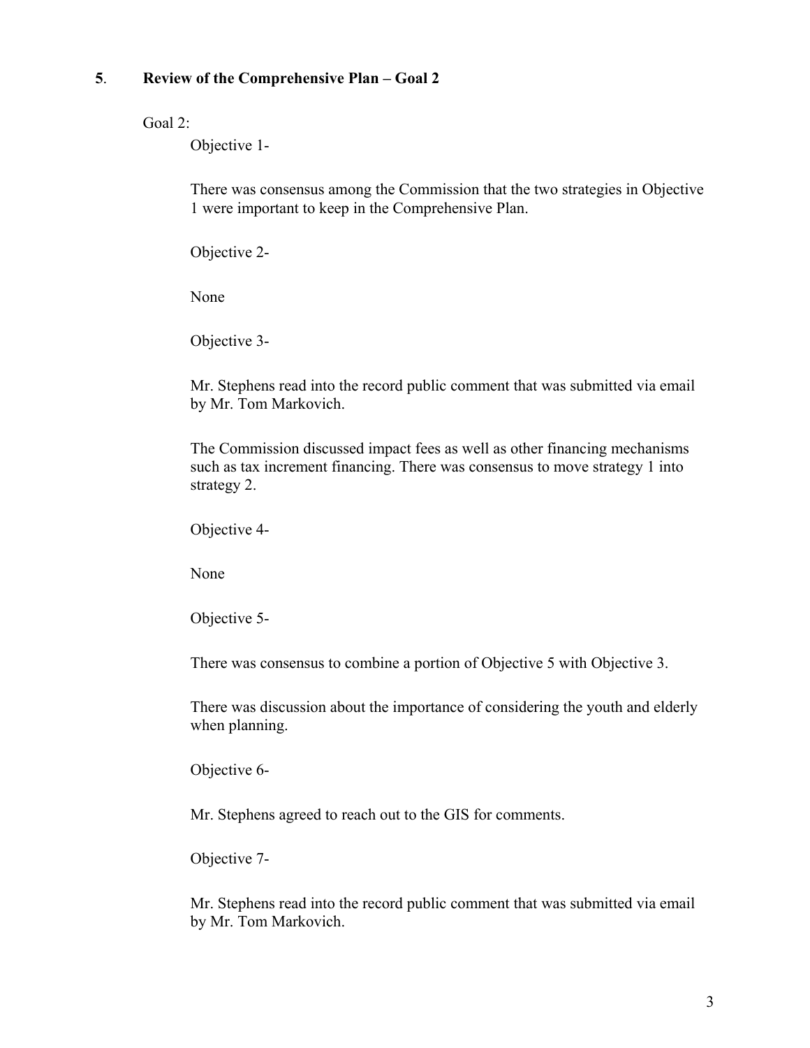**5**. **Review of the Comprehensive Plan – Goal 2**

Goal 2:

Objective 1-

There was consensus among the Commission that the two strategies in Objective 1 were important to keep in the Comprehensive Plan.

Objective 2-

None

Objective 3-

Mr. Stephens read into the record public comment that was submitted via email by Mr. Tom Markovich.

The Commission discussed impact fees as well as other financing mechanisms such as tax increment financing. There was consensus to move strategy 1 into strategy 2.

Objective 4-

None

Objective 5-

There was consensus to combine a portion of Objective 5 with Objective 3.

There was discussion about the importance of considering the youth and elderly when planning.

Objective 6-

Mr. Stephens agreed to reach out to the GIS for comments.

Objective 7-

Mr. Stephens read into the record public comment that was submitted via email by Mr. Tom Markovich.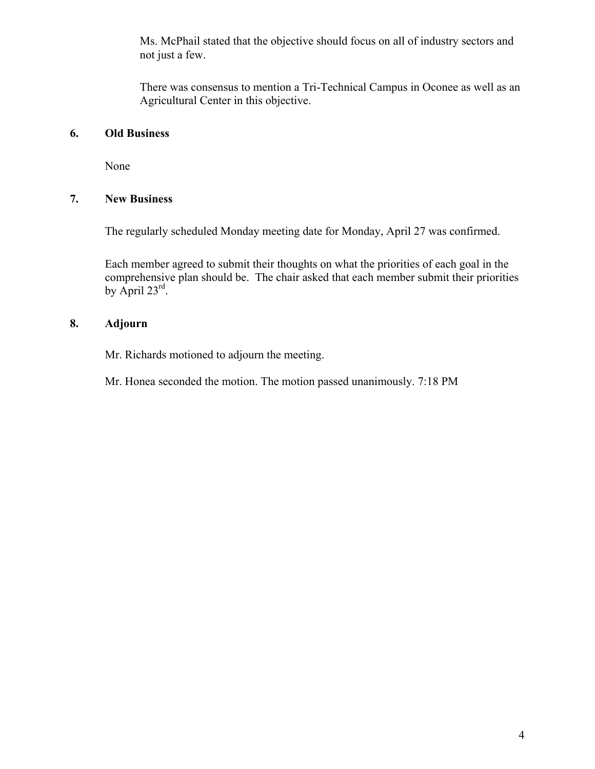Ms. McPhail stated that the objective should focus on all of industry sectors and not just a few.

There was consensus to mention a Tri-Technical Campus in Oconee as well as an Agricultural Center in this objective.

**6. Old Business**

None

**7. New Business**

The regularly scheduled Monday meeting date for Monday, April 27 was confirmed.

Each member agreed to submit their thoughts on what the priorities of each goal in the comprehensive plan should be. The chair asked that each member submit their priorities by April 23rd.

**8. Adjourn**

Mr. Richards motioned to adjourn the meeting.

Mr. Honea seconded the motion. The motion passed unanimously. 7:18 PM